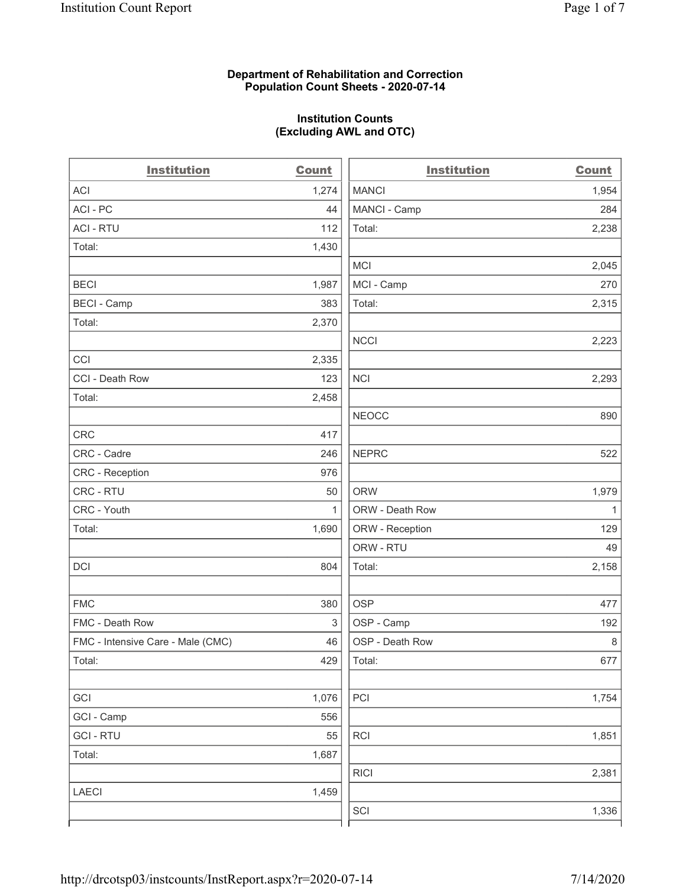**Department of Rehabilitation and Correction**
**Population Count Sheets - 2020-07-14**

**Institution Counts**
**(Excluding AWL and OTC)**

| Institution | Count |
|---|---|
| ACI | 1,274 |
| ACI - PC | 44 |
| ACI - RTU | 112 |
| Total: | 1,430 |
| | |
| BECI | 1,987 |
| BECI - Camp | 383 |
| Total: | 2,370 |
| | |
| CCI | 2,335 |
| CCI - Death Row | 123 |
| Total: | 2,458 |
| | |
| CRC | 417 |
| CRC - Cadre | 246 |
| CRC - Reception | 976 |
| CRC - RTU | 50 |
| CRC - Youth | 1 |
| Total: | 1,690 |
| | |
| DCI | 804 |
| | |
| FMC | 380 |
| FMC - Death Row | 3 |
| FMC - Intensive Care - Male (CMC) | 46 |
| Total: | 429 |
| | |
| GCI | 1,076 |
| GCI - Camp | 556 |
| GCI - RTU | 55 |
| Total: | 1,687 |
| | |
| LAECI | 1,459 |

| Institution | Count |
|---|---|
| MANCI | 1,954 |
| MANCI - Camp | 284 |
| Total: | 2,238 |
| | |
| MCI | 2,045 |
| MCI - Camp | 270 |
| Total: | 2,315 |
| | |
| NCCI | 2,223 |
| | |
| NCI | 2,293 |
| | |
| NEOCC | 890 |
| | |
| NEPRC | 522 |
| | |
| ORW | 1,979 |
| ORW - Death Row | 1 |
| ORW - Reception | 129 |
| ORW - RTU | 49 |
| Total: | 2,158 |
| | |
| OSP | 477 |
| OSP - Camp | 192 |
| OSP - Death Row | 8 |
| Total: | 677 |
| | |
| PCI | 1,754 |
| | |
| RCI | 1,851 |
| | |
| RICI | 2,381 |
| | |
| SCI | 1,336 |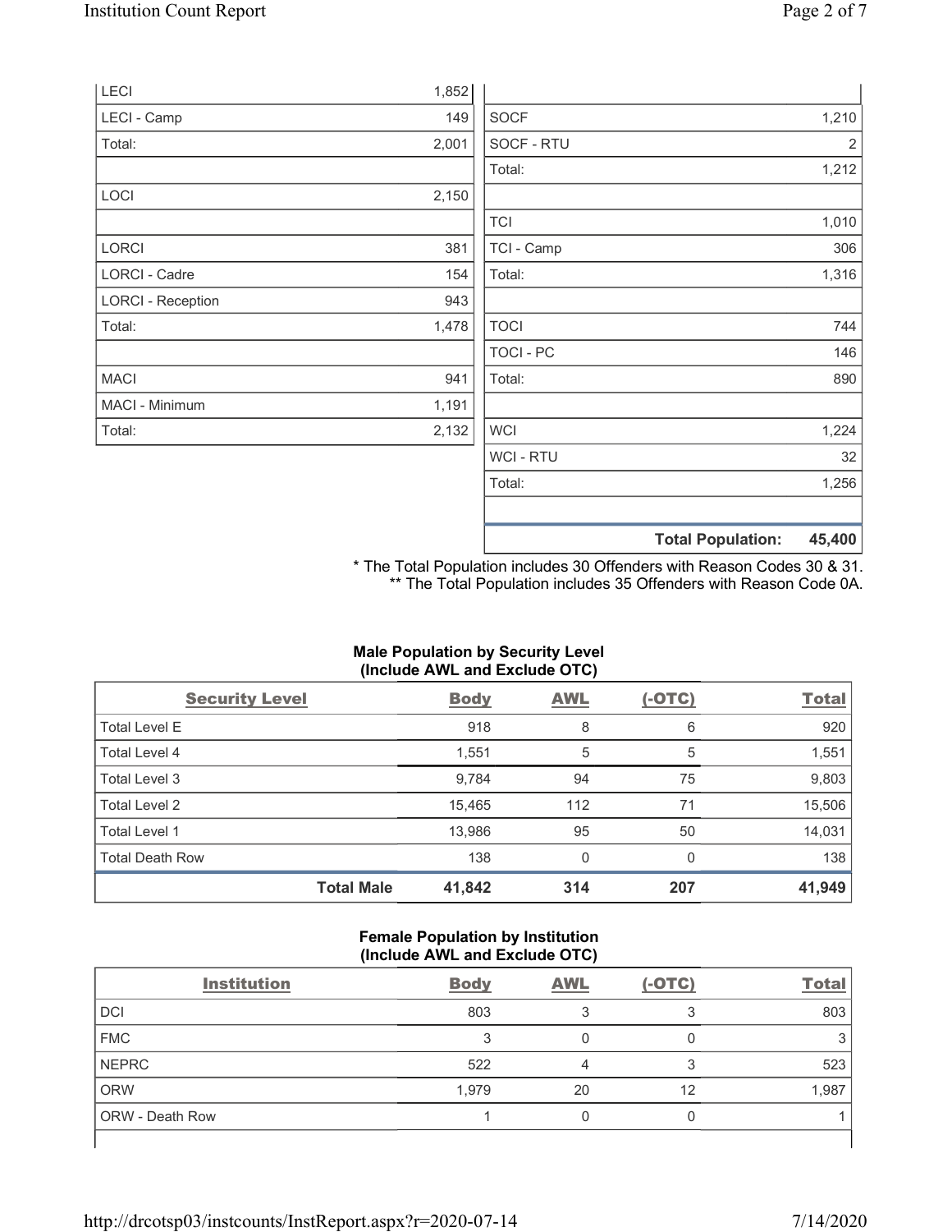| Institution | Count |
| --- | --- |
| LECI | 1,852 |
| LECI - Camp | 149 |
| Total: | 2,001 |
| | |
| LOCI | 2,150 |
| | |
| LORCI | 381 |
| LORCI - Cadre | 154 |
| LORCI - Reception | 943 |
| Total: | 1,478 |
| | |
| MACI | 941 |
| MACI - Minimum | 1,191 |
| Total: | 2,132 |

| Institution | Count |
| --- | --- |
| | |
| SOCF | 1,210 |
| SOCF - RTU | 2 |
| Total: | 1,212 |
| | |
| TCI | 1,010 |
| TCI - Camp | 306 |
| Total: | 1,316 |
| | |
| TOCI | 744 |
| TOCI - PC | 146 |
| Total: | 890 |
| | |
| WCI | 1,224 |
| WCI - RTU | 32 |
| Total: | 1,256 |
| | |
| **Total Population:** | **45,400** |

\* The Total Population includes 30 Offenders with Reason Codes 30 & 31.
\*\* The Total Population includes 35 Offenders with Reason Code 0A.

### Male Population by Security Level (Include AWL and Exclude OTC)

| Security Level | Body | AWL | (-OTC) | Total |
| --- | --- | --- | --- | --- |
| Total Level E | 918 | 8 | 6 | 920 |
| Total Level 4 | 1,551 | 5 | 5 | 1,551 |
| Total Level 3 | 9,784 | 94 | 75 | 9,803 |
| Total Level 2 | 15,465 | 112 | 71 | 15,506 |
| Total Level 1 | 13,986 | 95 | 50 | 14,031 |
| Total Death Row | 138 | 0 | 0 | 138 |
| **Total Male** | **41,842** | **314** | **207** | **41,949** |

### Female Population by Institution (Include AWL and Exclude OTC)

| Institution | Body | AWL | (-OTC) | Total |
| --- | --- | --- | --- | --- |
| DCI | 803 | 3 | 3 | 803 |
| FMC | 3 | 0 | 0 | 3 |
| NEPRC | 522 | 4 | 3 | 523 |
| ORW | 1,979 | 20 | 12 | 1,987 |
| ORW - Death Row | 1 | 0 | 0 | 1 |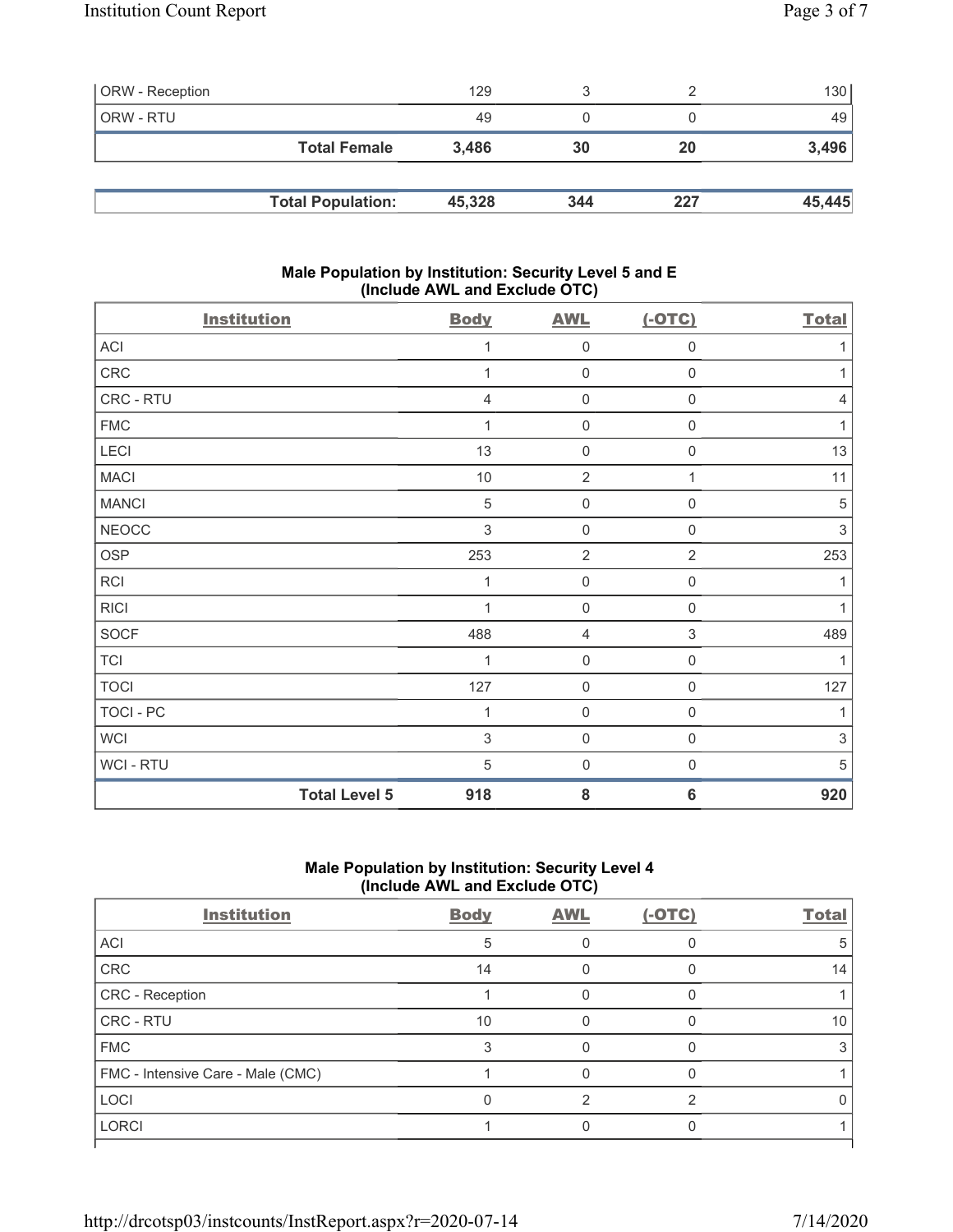| | | | |
|---|---|---|---|
| ORW - Reception | 129 | 3 | 2 | 130 |
| ORW - RTU | 49 | 0 | 0 | 49 |
| **Total Female** | **3,486** | **30** | **20** | **3,496** |

| | | | | |
|---|---|---|---|---|
| **Total Population:** | **45,328** | **344** | **227** | **45,445** |

### Male Population by Institution: Security Level 5 and E (Include AWL and Exclude OTC)

| Institution | Body | AWL | (-OTC) | Total |
|---|---|---|---|---|
| ACI | 1 | 0 | 0 | 1 |
| CRC | 1 | 0 | 0 | 1 |
| CRC - RTU | 4 | 0 | 0 | 4 |
| FMC | 1 | 0 | 0 | 1 |
| LECI | 13 | 0 | 0 | 13 |
| MACI | 10 | 2 | 1 | 11 |
| MANCI | 5 | 0 | 0 | 5 |
| NEOCC | 3 | 0 | 0 | 3 |
| OSP | 253 | 2 | 2 | 253 |
| RCI | 1 | 0 | 0 | 1 |
| RICI | 1 | 0 | 0 | 1 |
| SOCF | 488 | 4 | 3 | 489 |
| TCI | 1 | 0 | 0 | 1 |
| TOCI | 127 | 0 | 0 | 127 |
| TOCI - PC | 1 | 0 | 0 | 1 |
| WCI | 3 | 0 | 0 | 3 |
| WCI - RTU | 5 | 0 | 0 | 5 |
| **Total Level 5** | **918** | **8** | **6** | **920** |

### Male Population by Institution: Security Level 4 (Include AWL and Exclude OTC)

| Institution | Body | AWL | (-OTC) | Total |
|---|---|---|---|---|
| ACI | 5 | 0 | 0 | 5 |
| CRC | 14 | 0 | 0 | 14 |
| CRC - Reception | 1 | 0 | 0 | 1 |
| CRC - RTU | 10 | 0 | 0 | 10 |
| FMC | 3 | 0 | 0 | 3 |
| FMC - Intensive Care - Male (CMC) | 1 | 0 | 0 | 1 |
| LOCI | 0 | 2 | 2 | 0 |
| LORCI | 1 | 0 | 0 | 1 |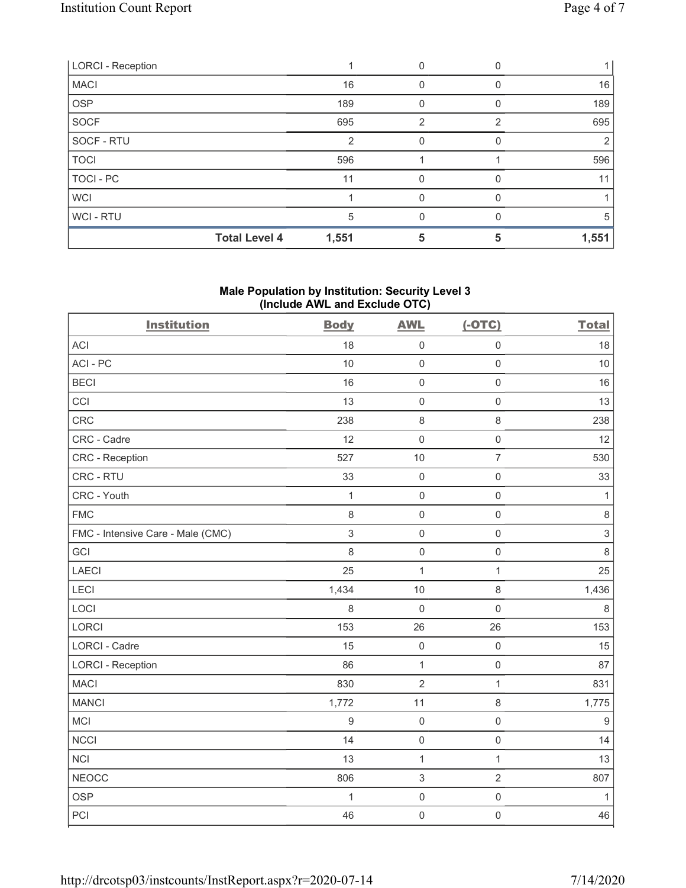| LORCI - Reception | 1 | 0 | 0 | 1 |
|---|---|---|---|---|
| MACI | 16 | 0 | 0 | 16 |
| OSP | 189 | 0 | 0 | 189 |
| SOCF | 695 | 2 | 2 | 695 |
| SOCF - RTU | 2 | 0 | 0 | 2 |
| TOCI | 596 | 1 | 1 | 596 |
| TOCI - PC | 11 | 0 | 0 | 11 |
| WCI | 1 | 0 | 0 | 1 |
| WCI - RTU | 5 | 0 | 0 | 5 |
| **Total Level 4** | **1,551** | **5** | **5** | **1,551** |

### Male Population by Institution: Security Level 3 (Include AWL and Exclude OTC)

| Institution | Body | AWL | (-OTC) | Total |
|---|---|---|---|---|
| ACI | 18 | 0 | 0 | 18 |
| ACI - PC | 10 | 0 | 0 | 10 |
| BECI | 16 | 0 | 0 | 16 |
| CCI | 13 | 0 | 0 | 13 |
| CRC | 238 | 8 | 8 | 238 |
| CRC - Cadre | 12 | 0 | 0 | 12 |
| CRC - Reception | 527 | 10 | 7 | 530 |
| CRC - RTU | 33 | 0 | 0 | 33 |
| CRC - Youth | 1 | 0 | 0 | 1 |
| FMC | 8 | 0 | 0 | 8 |
| FMC - Intensive Care - Male (CMC) | 3 | 0 | 0 | 3 |
| GCI | 8 | 0 | 0 | 8 |
| LAECI | 25 | 1 | 1 | 25 |
| LECI | 1,434 | 10 | 8 | 1,436 |
| LOCI | 8 | 0 | 0 | 8 |
| LORCI | 153 | 26 | 26 | 153 |
| LORCI - Cadre | 15 | 0 | 0 | 15 |
| LORCI - Reception | 86 | 1 | 0 | 87 |
| MACI | 830 | 2 | 1 | 831 |
| MANCI | 1,772 | 11 | 8 | 1,775 |
| MCI | 9 | 0 | 0 | 9 |
| NCCI | 14 | 0 | 0 | 14 |
| NCI | 13 | 1 | 1 | 13 |
| NEOCC | 806 | 3 | 2 | 807 |
| OSP | 1 | 0 | 0 | 1 |
| PCI | 46 | 0 | 0 | 46 |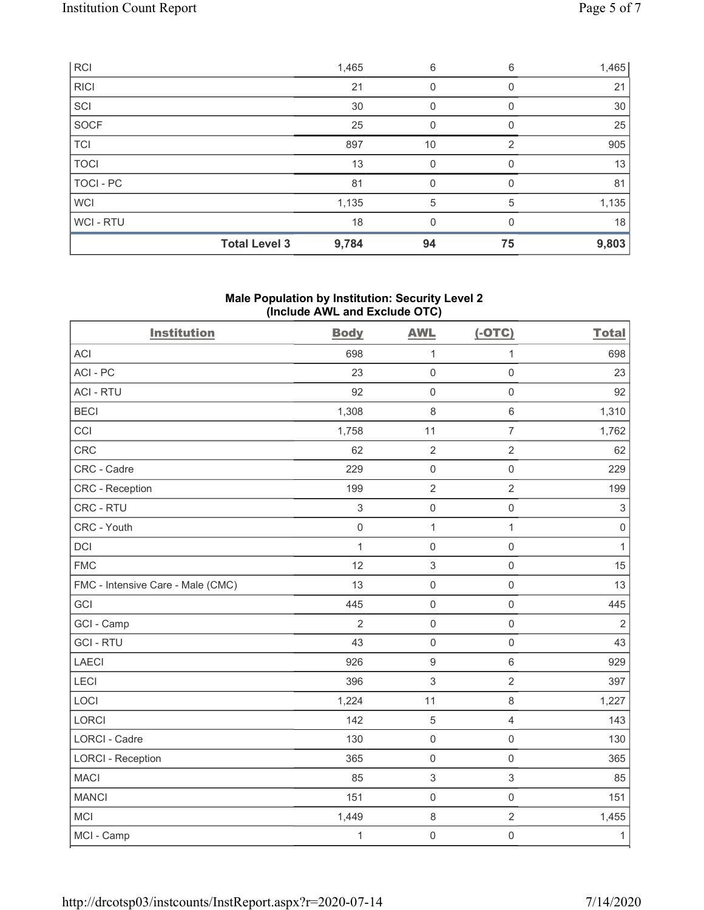| RCI | 1,465 | 6 | 6 | 1,465 |
|---|---|---|---|---|
| RICI | 21 | 0 | 0 | 21 |
| SCI | 30 | 0 | 0 | 30 |
| SOCF | 25 | 0 | 0 | 25 |
| TCI | 897 | 10 | 2 | 905 |
| TOCI | 13 | 0 | 0 | 13 |
| TOCI - PC | 81 | 0 | 0 | 81 |
| WCI | 1,135 | 5 | 5 | 1,135 |
| WCI - RTU | 18 | 0 | 0 | 18 |
| **Total Level 3** | **9,784** | **94** | **75** | **9,803** |

## Male Population by Institution: Security Level 2 (Include AWL and Exclude OTC)

| Institution | Body | AWL | (-OTC) | Total |
|---|---|---|---|---|
| ACI | 698 | 1 | 1 | 698 |
| ACI - PC | 23 | 0 | 0 | 23 |
| ACI - RTU | 92 | 0 | 0 | 92 |
| BECI | 1,308 | 8 | 6 | 1,310 |
| CCI | 1,758 | 11 | 7 | 1,762 |
| CRC | 62 | 2 | 2 | 62 |
| CRC - Cadre | 229 | 0 | 0 | 229 |
| CRC - Reception | 199 | 2 | 2 | 199 |
| CRC - RTU | 3 | 0 | 0 | 3 |
| CRC - Youth | 0 | 1 | 1 | 0 |
| DCI | 1 | 0 | 0 | 1 |
| FMC | 12 | 3 | 0 | 15 |
| FMC - Intensive Care - Male (CMC) | 13 | 0 | 0 | 13 |
| GCI | 445 | 0 | 0 | 445 |
| GCI - Camp | 2 | 0 | 0 | 2 |
| GCI - RTU | 43 | 0 | 0 | 43 |
| LAECI | 926 | 9 | 6 | 929 |
| LECI | 396 | 3 | 2 | 397 |
| LOCI | 1,224 | 11 | 8 | 1,227 |
| LORCI | 142 | 5 | 4 | 143 |
| LORCI - Cadre | 130 | 0 | 0 | 130 |
| LORCI - Reception | 365 | 0 | 0 | 365 |
| MACI | 85 | 3 | 3 | 85 |
| MANCI | 151 | 0 | 0 | 151 |
| MCI | 1,449 | 8 | 2 | 1,455 |
| MCI - Camp | 1 | 0 | 0 | 1 |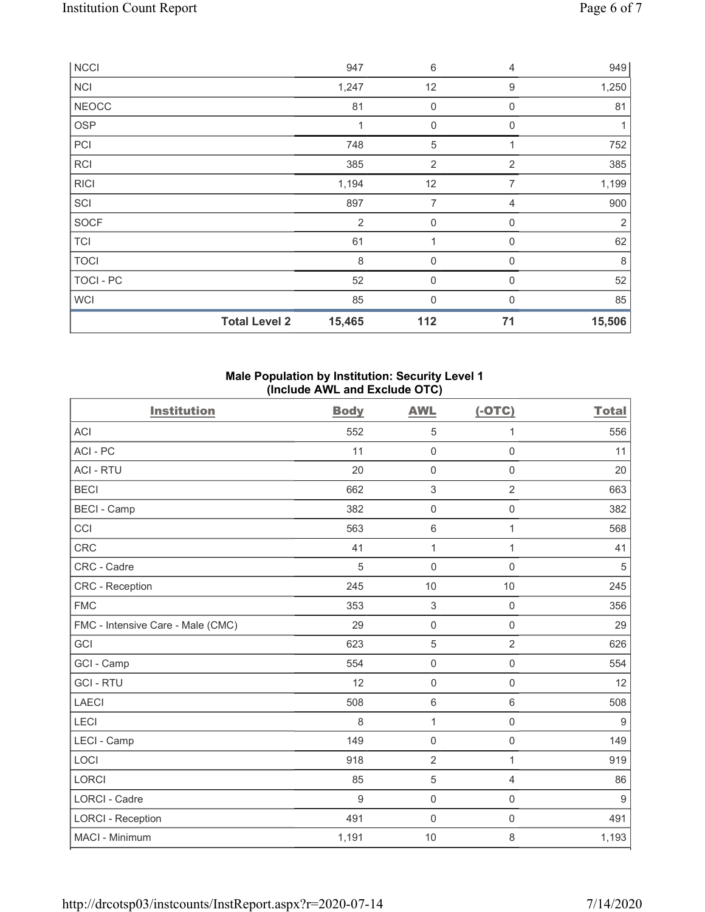| | | | | |
|---|---|---|---|---|
| NCCI | 947 | 6 | 4 | 949 |
| NCI | 1,247 | 12 | 9 | 1,250 |
| NEOCC | 81 | 0 | 0 | 81 |
| OSP | 1 | 0 | 0 | 1 |
| PCI | 748 | 5 | 1 | 752 |
| RCI | 385 | 2 | 2 | 385 |
| RICI | 1,194 | 12 | 7 | 1,199 |
| SCI | 897 | 7 | 4 | 900 |
| SOCF | 2 | 0 | 0 | 2 |
| TCI | 61 | 1 | 0 | 62 |
| TOCI | 8 | 0 | 0 | 8 |
| TOCI - PC | 52 | 0 | 0 | 52 |
| WCI | 85 | 0 | 0 | 85 |
| **Total Level 2** | **15,465** | **112** | **71** | **15,506** |

### Male Population by Institution: Security Level 1 (Include AWL and Exclude OTC)

| Institution | Body | AWL | (-OTC) | Total |
|---|---|---|---|---|
| ACI | 552 | 5 | 1 | 556 |
| ACI - PC | 11 | 0 | 0 | 11 |
| ACI - RTU | 20 | 0 | 0 | 20 |
| BECI | 662 | 3 | 2 | 663 |
| BECI - Camp | 382 | 0 | 0 | 382 |
| CCI | 563 | 6 | 1 | 568 |
| CRC | 41 | 1 | 1 | 41 |
| CRC - Cadre | 5 | 0 | 0 | 5 |
| CRC - Reception | 245 | 10 | 10 | 245 |
| FMC | 353 | 3 | 0 | 356 |
| FMC - Intensive Care - Male (CMC) | 29 | 0 | 0 | 29 |
| GCI | 623 | 5 | 2 | 626 |
| GCI - Camp | 554 | 0 | 0 | 554 |
| GCI - RTU | 12 | 0 | 0 | 12 |
| LAECI | 508 | 6 | 6 | 508 |
| LECI | 8 | 1 | 0 | 9 |
| LECI - Camp | 149 | 0 | 0 | 149 |
| LOCI | 918 | 2 | 1 | 919 |
| LORCI | 85 | 5 | 4 | 86 |
| LORCI - Cadre | 9 | 0 | 0 | 9 |
| LORCI - Reception | 491 | 0 | 0 | 491 |
| MACI - Minimum | 1,191 | 10 | 8 | 1,193 |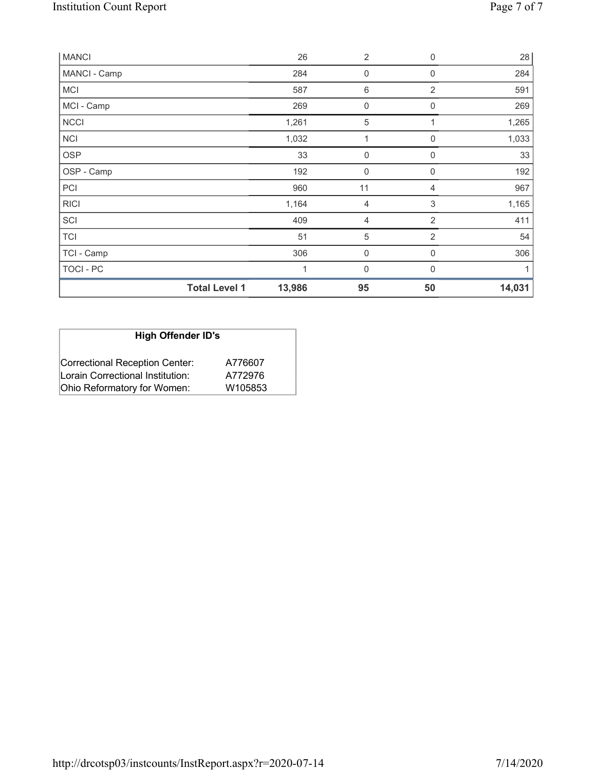| | | | | |
|---|---|---|---|---|
| MANCI | 26 | 2 | 0 | 28 |
| MANCI - Camp | 284 | 0 | 0 | 284 |
| MCI | 587 | 6 | 2 | 591 |
| MCI - Camp | 269 | 0 | 0 | 269 |
| NCCI | 1,261 | 5 | 1 | 1,265 |
| NCI | 1,032 | 1 | 0 | 1,033 |
| OSP | 33 | 0 | 0 | 33 |
| OSP - Camp | 192 | 0 | 0 | 192 |
| PCI | 960 | 11 | 4 | 967 |
| RICI | 1,164 | 4 | 3 | 1,165 |
| SCI | 409 | 4 | 2 | 411 |
| TCI | 51 | 5 | 2 | 54 |
| TCI - Camp | 306 | 0 | 0 | 306 |
| TOCI - PC | 1 | 0 | 0 | 1 |
| **Total Level 1** | **13,986** | **95** | **50** | **14,031** |

| High Offender ID's | |
|---|---|
| Correctional Reception Center: | A776607 |
| Lorain Correctional Institution: | A772976 |
| Ohio Reformatory for Women: | W105853 |